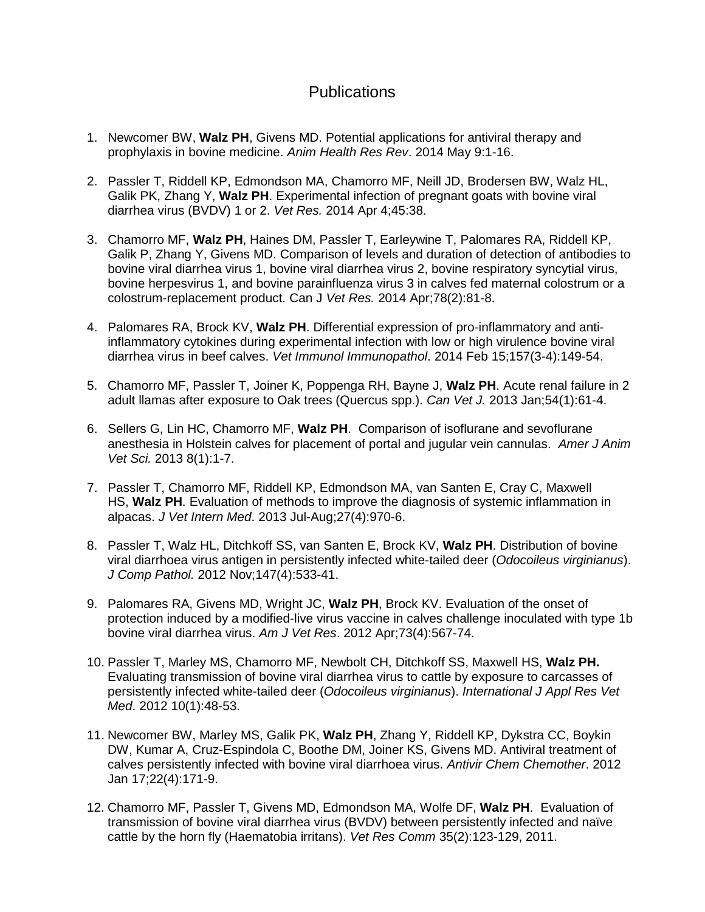# Publications

1. Newcomer BW, **Walz PH**, Givens MD. Potential applications for antiviral therapy and prophylaxis in bovine medicine. *Anim Health Res Rev*. 2014 May 9:1-16.

2. Passler T, Riddell KP, Edmondson MA, Chamorro MF, Neill JD, Brodersen BW, Walz HL, Galik PK, Zhang Y, **Walz PH**. Experimental infection of pregnant goats with bovine viral diarrhea virus (BVDV) 1 or 2. *Vet Res.* 2014 Apr 4;45:38.

3. Chamorro MF, **Walz PH**, Haines DM, Passler T, Earleywine T, Palomares RA, Riddell KP, Galik P, Zhang Y, Givens MD. Comparison of levels and duration of detection of antibodies to bovine viral diarrhea virus 1, bovine viral diarrhea virus 2, bovine respiratory syncytial virus, bovine herpesvirus 1, and bovine parainfluenza virus 3 in calves fed maternal colostrum or a colostrum-replacement product. Can J *Vet Res.* 2014 Apr;78(2):81-8.

4. Palomares RA, Brock KV, **Walz PH**. Differential expression of pro-inflammatory and anti-inflammatory cytokines during experimental infection with low or high virulence bovine viral diarrhea virus in beef calves. *Vet Immunol Immunopathol*. 2014 Feb 15;157(3-4):149-54.

5. Chamorro MF, Passler T, Joiner K, Poppenga RH, Bayne J, **Walz PH**. Acute renal failure in 2 adult llamas after exposure to Oak trees (Quercus spp.). *Can Vet J.* 2013 Jan;54(1):61-4.

6. Sellers G, Lin HC, Chamorro MF, **Walz PH**. Comparison of isoflurane and sevoflurane anesthesia in Holstein calves for placement of portal and jugular vein cannulas. *Amer J Anim Vet Sci.* 2013 8(1):1-7.

7. Passler T, Chamorro MF, Riddell KP, Edmondson MA, van Santen E, Cray C, Maxwell HS, **Walz PH**. Evaluation of methods to improve the diagnosis of systemic inflammation in alpacas. *J Vet Intern Med*. 2013 Jul-Aug;27(4):970-6.

8. Passler T, Walz HL, Ditchkoff SS, van Santen E, Brock KV, **Walz PH**. Distribution of bovine viral diarrhoea virus antigen in persistently infected white-tailed deer (*Odocoileus virginianus*). *J Comp Pathol.* 2012 Nov;147(4):533-41.

9. Palomares RA, Givens MD, Wright JC, **Walz PH**, Brock KV. Evaluation of the onset of protection induced by a modified-live virus vaccine in calves challenge inoculated with type 1b bovine viral diarrhea virus. *Am J Vet Res*. 2012 Apr;73(4):567-74.

10. Passler T, Marley MS, Chamorro MF, Newbolt CH, Ditchkoff SS, Maxwell HS, **Walz PH.** Evaluating transmission of bovine viral diarrhea virus to cattle by exposure to carcasses of persistently infected white-tailed deer (*Odocoileus virginianus*). *International J Appl Res Vet Med*. 2012 10(1):48-53.

11. Newcomer BW, Marley MS, Galik PK, **Walz PH**, Zhang Y, Riddell KP, Dykstra CC, Boykin DW, Kumar A, Cruz-Espindola C, Boothe DM, Joiner KS, Givens MD. Antiviral treatment of calves persistently infected with bovine viral diarrhoea virus. *Antivir Chem Chemother*. 2012 Jan 17;22(4):171-9.

12. Chamorro MF, Passler T, Givens MD, Edmondson MA, Wolfe DF, **Walz PH**. Evaluation of transmission of bovine viral diarrhea virus (BVDV) between persistently infected and naïve cattle by the horn fly (Haematobia irritans). *Vet Res Comm* 35(2):123-129, 2011.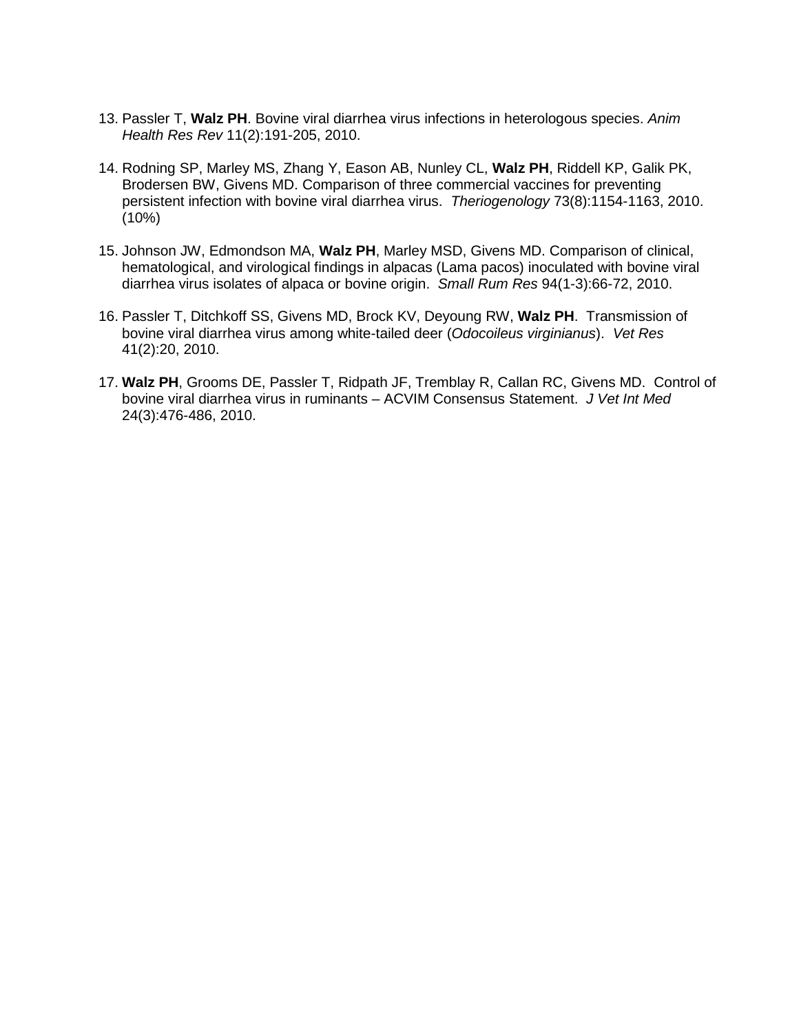13. Passler T, **Walz PH**. Bovine viral diarrhea virus infections in heterologous species. *Anim Health Res Rev* 11(2):191-205, 2010.

14. Rodning SP, Marley MS, Zhang Y, Eason AB, Nunley CL, **Walz PH**, Riddell KP, Galik PK, Brodersen BW, Givens MD. Comparison of three commercial vaccines for preventing persistent infection with bovine viral diarrhea virus. *Theriogenology* 73(8):1154-1163, 2010. (10%)

15. Johnson JW, Edmondson MA, **Walz PH**, Marley MSD, Givens MD. Comparison of clinical, hematological, and virological findings in alpacas (Lama pacos) inoculated with bovine viral diarrhea virus isolates of alpaca or bovine origin. *Small Rum Res* 94(1-3):66-72, 2010.

16. Passler T, Ditchkoff SS, Givens MD, Brock KV, Deyoung RW, **Walz PH**. Transmission of bovine viral diarrhea virus among white-tailed deer (*Odocoileus virginianus*). *Vet Res* 41(2):20, 2010.

17. **Walz PH**, Grooms DE, Passler T, Ridpath JF, Tremblay R, Callan RC, Givens MD. Control of bovine viral diarrhea virus in ruminants – ACVIM Consensus Statement. *J Vet Int Med* 24(3):476-486, 2010.